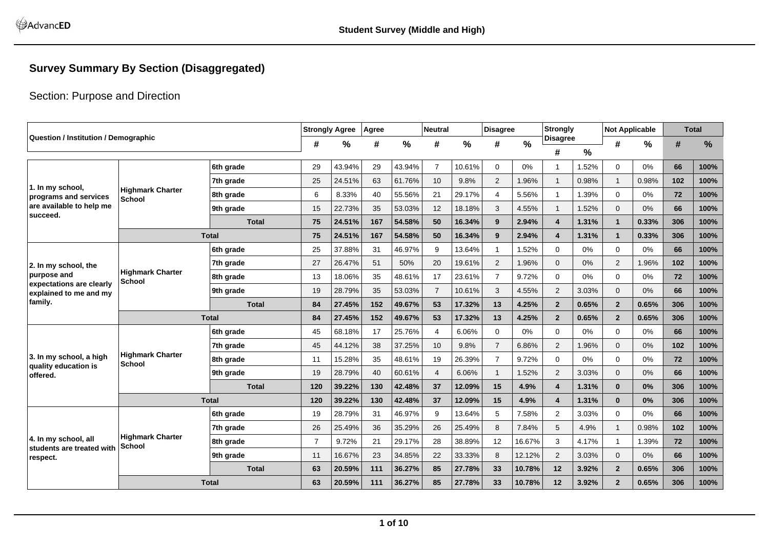# Survey Summary By Section (Disaggregated)

## Section: Purpose and Direction

| Question / Institution / Demographic | | | Strongly Agree | | Agree | | Neutral | | Disagree | | Strongly Disagree | | Not Applicable | | Total | |
|---|---|---|---|---|---|---|---|---|---|---|---|---|---|---|---|---|
| | | | # | % | # | % | # | % | # | % | # | % | # | % | # | % |
| **1. In my school, programs and services are available to help me succeed.** | **Highmark Charter School** | **6th grade** | 29 | 43.94% | 29 | 43.94% | 7 | 10.61% | 0 | 0% | 1 | 1.52% | 0 | 0% | **66** | **100%** |
| | | **7th grade** | 25 | 24.51% | 63 | 61.76% | 10 | 9.8% | 2 | 1.96% | 1 | 0.98% | 1 | 0.98% | **102** | **100%** |
| | | **8th grade** | 6 | 8.33% | 40 | 55.56% | 21 | 29.17% | 4 | 5.56% | 1 | 1.39% | 0 | 0% | **72** | **100%** |
| | | **9th grade** | 15 | 22.73% | 35 | 53.03% | 12 | 18.18% | 3 | 4.55% | 1 | 1.52% | 0 | 0% | **66** | **100%** |
| | | **Total** | **75** | **24.51%** | **167** | **54.58%** | **50** | **16.34%** | **9** | **2.94%** | **4** | **1.31%** | **1** | **0.33%** | **306** | **100%** |
| | **Total** | | **75** | **24.51%** | **167** | **54.58%** | **50** | **16.34%** | **9** | **2.94%** | **4** | **1.31%** | **1** | **0.33%** | **306** | **100%** |
| **2. In my school, the purpose and expectations are clearly explained to me and my family.** | **Highmark Charter School** | **6th grade** | 25 | 37.88% | 31 | 46.97% | 9 | 13.64% | 1 | 1.52% | 0 | 0% | 0 | 0% | **66** | **100%** |
| | | **7th grade** | 27 | 26.47% | 51 | 50% | 20 | 19.61% | 2 | 1.96% | 0 | 0% | 2 | 1.96% | **102** | **100%** |
| | | **8th grade** | 13 | 18.06% | 35 | 48.61% | 17 | 23.61% | 7 | 9.72% | 0 | 0% | 0 | 0% | **72** | **100%** |
| | | **9th grade** | 19 | 28.79% | 35 | 53.03% | 7 | 10.61% | 3 | 4.55% | 2 | 3.03% | 0 | 0% | **66** | **100%** |
| | | **Total** | **84** | **27.45%** | **152** | **49.67%** | **53** | **17.32%** | **13** | **4.25%** | **2** | **0.65%** | **2** | **0.65%** | **306** | **100%** |
| | **Total** | | **84** | **27.45%** | **152** | **49.67%** | **53** | **17.32%** | **13** | **4.25%** | **2** | **0.65%** | **2** | **0.65%** | **306** | **100%** |
| **3. In my school, a high quality education is offered.** | **Highmark Charter School** | **6th grade** | 45 | 68.18% | 17 | 25.76% | 4 | 6.06% | 0 | 0% | 0 | 0% | 0 | 0% | **66** | **100%** |
| | | **7th grade** | 45 | 44.12% | 38 | 37.25% | 10 | 9.8% | 7 | 6.86% | 2 | 1.96% | 0 | 0% | **102** | **100%** |
| | | **8th grade** | 11 | 15.28% | 35 | 48.61% | 19 | 26.39% | 7 | 9.72% | 0 | 0% | 0 | 0% | **72** | **100%** |
| | | **9th grade** | 19 | 28.79% | 40 | 60.61% | 4 | 6.06% | 1 | 1.52% | 2 | 3.03% | 0 | 0% | **66** | **100%** |
| | | **Total** | **120** | **39.22%** | **130** | **42.48%** | **37** | **12.09%** | **15** | **4.9%** | **4** | **1.31%** | **0** | **0%** | **306** | **100%** |
| | **Total** | | **120** | **39.22%** | **130** | **42.48%** | **37** | **12.09%** | **15** | **4.9%** | **4** | **1.31%** | **0** | **0%** | **306** | **100%** |
| **4. In my school, all students are treated with respect.** | **Highmark Charter School** | **6th grade** | 19 | 28.79% | 31 | 46.97% | 9 | 13.64% | 5 | 7.58% | 2 | 3.03% | 0 | 0% | **66** | **100%** |
| | | **7th grade** | 26 | 25.49% | 36 | 35.29% | 26 | 25.49% | 8 | 7.84% | 5 | 4.9% | 1 | 0.98% | **102** | **100%** |
| | | **8th grade** | 7 | 9.72% | 21 | 29.17% | 28 | 38.89% | 12 | 16.67% | 3 | 4.17% | 1 | 1.39% | **72** | **100%** |
| | | **9th grade** | 11 | 16.67% | 23 | 34.85% | 22 | 33.33% | 8 | 12.12% | 2 | 3.03% | 0 | 0% | **66** | **100%** |
| | | **Total** | **63** | **20.59%** | **111** | **36.27%** | **85** | **27.78%** | **33** | **10.78%** | **12** | **3.92%** | **2** | **0.65%** | **306** | **100%** |
| | **Total** | | **63** | **20.59%** | **111** | **36.27%** | **85** | **27.78%** | **33** | **10.78%** | **12** | **3.92%** | **2** | **0.65%** | **306** | **100%** |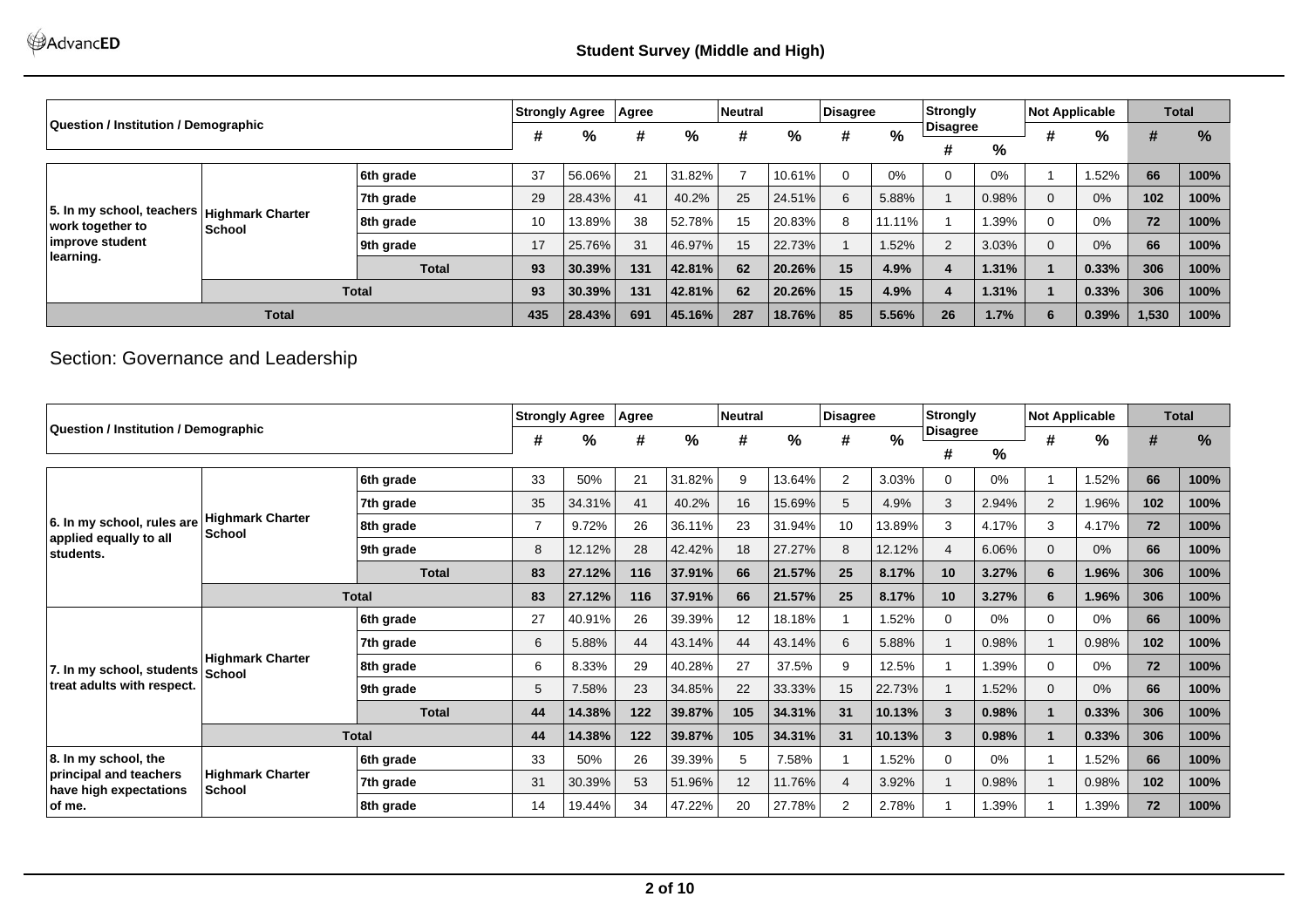| Question / Institution / Demographic | | | Strongly Agree | | Agree | | Neutral | | Disagree | | Strongly Disagree | | Not Applicable | | Total | |
|---|---|---|---|---|---|---|---|---|---|---|---|---|---|---|---|---|
| | | | # | % | # | % | # | % | # | % | # | % | # | % | # | % |
| 5. In my school, teachers work together to improve student learning. | Highmark Charter School | 6th grade | 37 | 56.06% | 21 | 31.82% | 7 | 10.61% | 0 | 0% | 0 | 0% | 1 | 1.52% | 66 | 100% |
| | | 7th grade | 29 | 28.43% | 41 | 40.2% | 25 | 24.51% | 6 | 5.88% | 1 | 0.98% | 0 | 0% | 102 | 100% |
| | | 8th grade | 10 | 13.89% | 38 | 52.78% | 15 | 20.83% | 8 | 11.11% | 1 | 1.39% | 0 | 0% | 72 | 100% |
| | | 9th grade | 17 | 25.76% | 31 | 46.97% | 15 | 22.73% | 1 | 1.52% | 2 | 3.03% | 0 | 0% | 66 | 100% |
| | | **Total** | **93** | **30.39%** | **131** | **42.81%** | **62** | **20.26%** | **15** | **4.9%** | **4** | **1.31%** | **1** | **0.33%** | **306** | **100%** |
| | **Total** | | **93** | **30.39%** | **131** | **42.81%** | **62** | **20.26%** | **15** | **4.9%** | **4** | **1.31%** | **1** | **0.33%** | **306** | **100%** |
| **Total** | | | **435** | **28.43%** | **691** | **45.16%** | **287** | **18.76%** | **85** | **5.56%** | **26** | **1.7%** | **6** | **0.39%** | **1,530** | **100%** |

## Section: Governance and Leadership

| Question / Institution / Demographic | | | Strongly Agree | | Agree | | Neutral | | Disagree | | Strongly Disagree | | Not Applicable | | Total | |
|---|---|---|---|---|---|---|---|---|---|---|---|---|---|---|---|---|
| | | | # | % | # | % | # | % | # | % | # | % | # | % | # | % |
| 6. In my school, rules are applied equally to all students. | Highmark Charter School | 6th grade | 33 | 50% | 21 | 31.82% | 9 | 13.64% | 2 | 3.03% | 0 | 0% | 1 | 1.52% | 66 | 100% |
| | | 7th grade | 35 | 34.31% | 41 | 40.2% | 16 | 15.69% | 5 | 4.9% | 3 | 2.94% | 2 | 1.96% | 102 | 100% |
| | | 8th grade | 7 | 9.72% | 26 | 36.11% | 23 | 31.94% | 10 | 13.89% | 3 | 4.17% | 3 | 4.17% | 72 | 100% |
| | | 9th grade | 8 | 12.12% | 28 | 42.42% | 18 | 27.27% | 8 | 12.12% | 4 | 6.06% | 0 | 0% | 66 | 100% |
| | | **Total** | **83** | **27.12%** | **116** | **37.91%** | **66** | **21.57%** | **25** | **8.17%** | **10** | **3.27%** | **6** | **1.96%** | **306** | **100%** |
| | **Total** | | **83** | **27.12%** | **116** | **37.91%** | **66** | **21.57%** | **25** | **8.17%** | **10** | **3.27%** | **6** | **1.96%** | **306** | **100%** |
| 7. In my school, students treat adults with respect. | Highmark Charter School | 6th grade | 27 | 40.91% | 26 | 39.39% | 12 | 18.18% | 1 | 1.52% | 0 | 0% | 0 | 0% | 66 | 100% |
| | | 7th grade | 6 | 5.88% | 44 | 43.14% | 44 | 43.14% | 6 | 5.88% | 1 | 0.98% | 1 | 0.98% | 102 | 100% |
| | | 8th grade | 6 | 8.33% | 29 | 40.28% | 27 | 37.5% | 9 | 12.5% | 1 | 1.39% | 0 | 0% | 72 | 100% |
| | | 9th grade | 5 | 7.58% | 23 | 34.85% | 22 | 33.33% | 15 | 22.73% | 1 | 1.52% | 0 | 0% | 66 | 100% |
| | | **Total** | **44** | **14.38%** | **122** | **39.87%** | **105** | **34.31%** | **31** | **10.13%** | **3** | **0.98%** | **1** | **0.33%** | **306** | **100%** |
| | **Total** | | **44** | **14.38%** | **122** | **39.87%** | **105** | **34.31%** | **31** | **10.13%** | **3** | **0.98%** | **1** | **0.33%** | **306** | **100%** |
| 8. In my school, the principal and teachers have high expectations of me. | Highmark Charter School | 6th grade | 33 | 50% | 26 | 39.39% | 5 | 7.58% | 1 | 1.52% | 0 | 0% | 1 | 1.52% | 66 | 100% |
| | | 7th grade | 31 | 30.39% | 53 | 51.96% | 12 | 11.76% | 4 | 3.92% | 1 | 0.98% | 1 | 0.98% | 102 | 100% |
| | | 8th grade | 14 | 19.44% | 34 | 47.22% | 20 | 27.78% | 2 | 2.78% | 1 | 1.39% | 1 | 1.39% | 72 | 100% |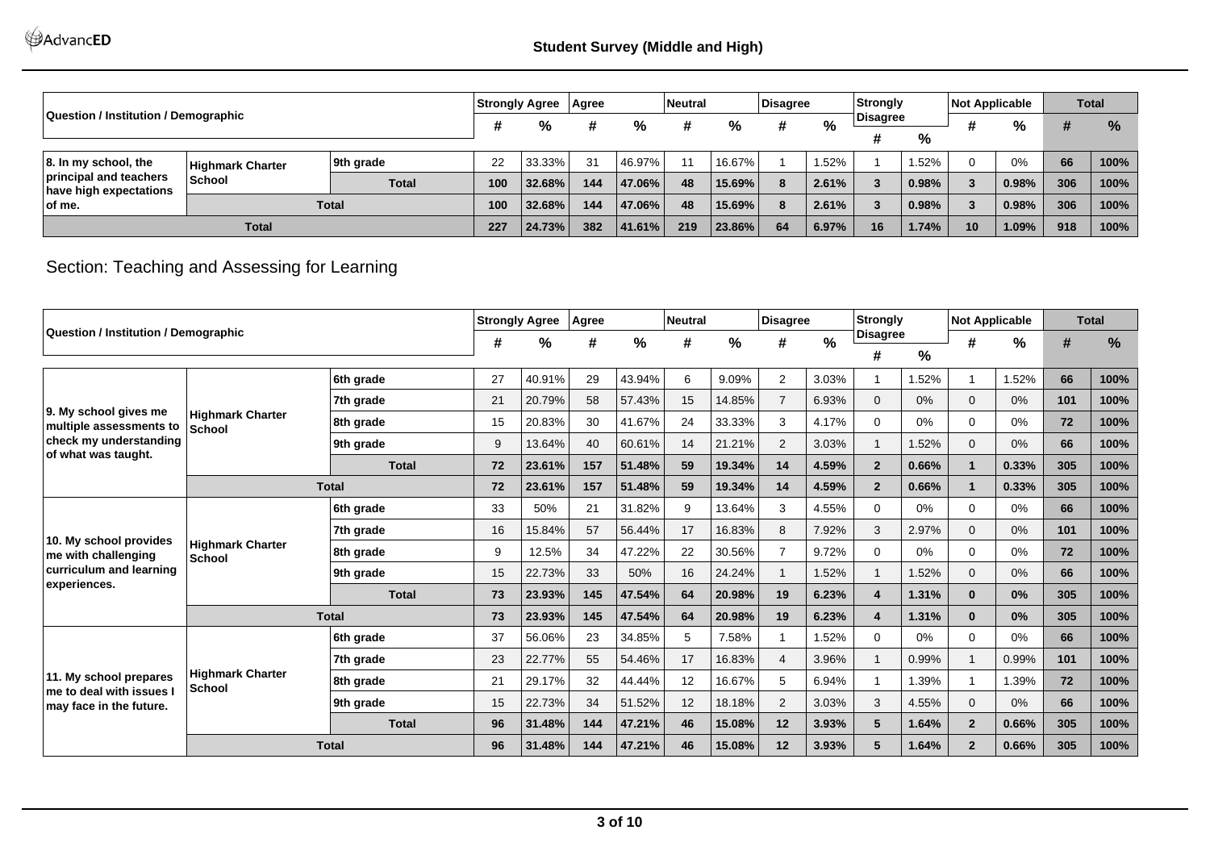## Student Survey (Middle and High)

| Question / Institution / Demographic | | | Strongly Agree | | Agree | | Neutral | | Disagree | | Strongly Disagree | | Not Applicable | | Total | |
|---|---|---|---|---|---|---|---|---|---|---|---|---|---|---|---|---|
| | | | # | % | # | % | # | % | # | % | # | % | # | % | # | % |
| 8. In my school, the principal and teachers have high expectations of me. | Highmark Charter School | 9th grade | 22 | 33.33% | 31 | 46.97% | 11 | 16.67% | 1 | 1.52% | 1 | 1.52% | 0 | 0% | 66 | 100% |
| | | **Total** | **100** | **32.68%** | **144** | **47.06%** | **48** | **15.69%** | **8** | **2.61%** | **3** | **0.98%** | **3** | **0.98%** | **306** | **100%** |
| | **Total** | | **100** | **32.68%** | **144** | **47.06%** | **48** | **15.69%** | **8** | **2.61%** | **3** | **0.98%** | **3** | **0.98%** | **306** | **100%** |
| **Total** | | | **227** | **24.73%** | **382** | **41.61%** | **219** | **23.86%** | **64** | **6.97%** | **16** | **1.74%** | **10** | **1.09%** | **918** | **100%** |

## Section: Teaching and Assessing for Learning

| Question / Institution / Demographic | | | Strongly Agree | | Agree | | Neutral | | Disagree | | Strongly Disagree | | Not Applicable | | Total | |
|---|---|---|---|---|---|---|---|---|---|---|---|---|---|---|---|---|
| | | | # | % | # | % | # | % | # | % | # | % | # | % | # | % |
| 9. My school gives me multiple assessments to check my understanding of what was taught. | Highmark Charter School | 6th grade | 27 | 40.91% | 29 | 43.94% | 6 | 9.09% | 2 | 3.03% | 1 | 1.52% | 1 | 1.52% | 66 | 100% |
| | | 7th grade | 21 | 20.79% | 58 | 57.43% | 15 | 14.85% | 7 | 6.93% | 0 | 0% | 0 | 0% | 101 | 100% |
| | | 8th grade | 15 | 20.83% | 30 | 41.67% | 24 | 33.33% | 3 | 4.17% | 0 | 0% | 0 | 0% | 72 | 100% |
| | | 9th grade | 9 | 13.64% | 40 | 60.61% | 14 | 21.21% | 2 | 3.03% | 1 | 1.52% | 0 | 0% | 66 | 100% |
| | | **Total** | **72** | **23.61%** | **157** | **51.48%** | **59** | **19.34%** | **14** | **4.59%** | **2** | **0.66%** | **1** | **0.33%** | **305** | **100%** |
| | **Total** | | **72** | **23.61%** | **157** | **51.48%** | **59** | **19.34%** | **14** | **4.59%** | **2** | **0.66%** | **1** | **0.33%** | **305** | **100%** |
| 10. My school provides me with challenging curriculum and learning experiences. | Highmark Charter School | 6th grade | 33 | 50% | 21 | 31.82% | 9 | 13.64% | 3 | 4.55% | 0 | 0% | 0 | 0% | 66 | 100% |
| | | 7th grade | 16 | 15.84% | 57 | 56.44% | 17 | 16.83% | 8 | 7.92% | 3 | 2.97% | 0 | 0% | 101 | 100% |
| | | 8th grade | 9 | 12.5% | 34 | 47.22% | 22 | 30.56% | 7 | 9.72% | 0 | 0% | 0 | 0% | 72 | 100% |
| | | 9th grade | 15 | 22.73% | 33 | 50% | 16 | 24.24% | 1 | 1.52% | 1 | 1.52% | 0 | 0% | 66 | 100% |
| | | **Total** | **73** | **23.93%** | **145** | **47.54%** | **64** | **20.98%** | **19** | **6.23%** | **4** | **1.31%** | **0** | **0%** | **305** | **100%** |
| | **Total** | | **73** | **23.93%** | **145** | **47.54%** | **64** | **20.98%** | **19** | **6.23%** | **4** | **1.31%** | **0** | **0%** | **305** | **100%** |
| 11. My school prepares me to deal with issues I may face in the future. | Highmark Charter School | 6th grade | 37 | 56.06% | 23 | 34.85% | 5 | 7.58% | 1 | 1.52% | 0 | 0% | 0 | 0% | 66 | 100% |
| | | 7th grade | 23 | 22.77% | 55 | 54.46% | 17 | 16.83% | 4 | 3.96% | 1 | 0.99% | 1 | 0.99% | 101 | 100% |
| | | 8th grade | 21 | 29.17% | 32 | 44.44% | 12 | 16.67% | 5 | 6.94% | 1 | 1.39% | 1 | 1.39% | 72 | 100% |
| | | 9th grade | 15 | 22.73% | 34 | 51.52% | 12 | 18.18% | 2 | 3.03% | 3 | 4.55% | 0 | 0% | 66 | 100% |
| | | **Total** | **96** | **31.48%** | **144** | **47.21%** | **46** | **15.08%** | **12** | **3.93%** | **5** | **1.64%** | **2** | **0.66%** | **305** | **100%** |
| | **Total** | | **96** | **31.48%** | **144** | **47.21%** | **46** | **15.08%** | **12** | **3.93%** | **5** | **1.64%** | **2** | **0.66%** | **305** | **100%** |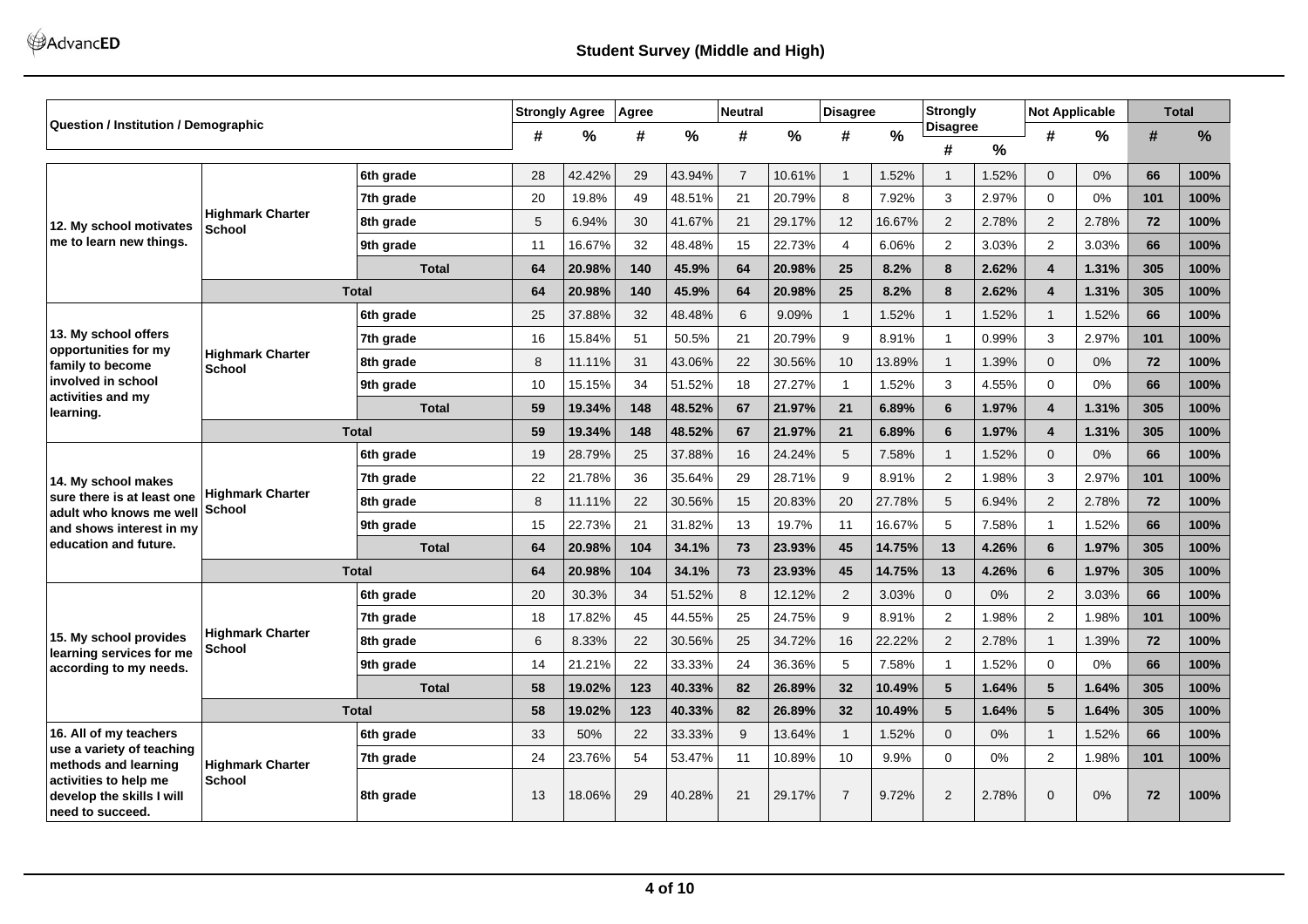## Student Survey (Middle and High)

| Question / Institution / Demographic | | | Strongly Agree | | Agree | | Neutral | | Disagree | | Strongly Disagree | | Not Applicable | | Total | |
|---|---|---|---|---|---|---|---|---|---|---|---|---|---|---|---|---|
| | | | # | % | # | % | # | % | # | % | # | % | # | % | # | % |
| 12. My school motivates me to learn new things. | Highmark Charter School | 6th grade | 28 | 42.42% | 29 | 43.94% | 7 | 10.61% | 1 | 1.52% | 1 | 1.52% | 0 | 0% | 66 | 100% |
| | | 7th grade | 20 | 19.8% | 49 | 48.51% | 21 | 20.79% | 8 | 7.92% | 3 | 2.97% | 0 | 0% | 101 | 100% |
| | | 8th grade | 5 | 6.94% | 30 | 41.67% | 21 | 29.17% | 12 | 16.67% | 2 | 2.78% | 2 | 2.78% | 72 | 100% |
| | | 9th grade | 11 | 16.67% | 32 | 48.48% | 15 | 22.73% | 4 | 6.06% | 2 | 3.03% | 2 | 3.03% | 66 | 100% |
| | | **Total** | **64** | **20.98%** | **140** | **45.9%** | **64** | **20.98%** | **25** | **8.2%** | **8** | **2.62%** | **4** | **1.31%** | **305** | **100%** |
| | **Total** | | **64** | **20.98%** | **140** | **45.9%** | **64** | **20.98%** | **25** | **8.2%** | **8** | **2.62%** | **4** | **1.31%** | **305** | **100%** |
| 13. My school offers opportunities for my family to become involved in school activities and my learning. | Highmark Charter School | 6th grade | 25 | 37.88% | 32 | 48.48% | 6 | 9.09% | 1 | 1.52% | 1 | 1.52% | 1 | 1.52% | 66 | 100% |
| | | 7th grade | 16 | 15.84% | 51 | 50.5% | 21 | 20.79% | 9 | 8.91% | 1 | 0.99% | 3 | 2.97% | 101 | 100% |
| | | 8th grade | 8 | 11.11% | 31 | 43.06% | 22 | 30.56% | 10 | 13.89% | 1 | 1.39% | 0 | 0% | 72 | 100% |
| | | 9th grade | 10 | 15.15% | 34 | 51.52% | 18 | 27.27% | 1 | 1.52% | 3 | 4.55% | 0 | 0% | 66 | 100% |
| | | **Total** | **59** | **19.34%** | **148** | **48.52%** | **67** | **21.97%** | **21** | **6.89%** | **6** | **1.97%** | **4** | **1.31%** | **305** | **100%** |
| | **Total** | | **59** | **19.34%** | **148** | **48.52%** | **67** | **21.97%** | **21** | **6.89%** | **6** | **1.97%** | **4** | **1.31%** | **305** | **100%** |
| 14. My school makes sure there is at least one adult who knows me well and shows interest in my education and future. | Highmark Charter School | 6th grade | 19 | 28.79% | 25 | 37.88% | 16 | 24.24% | 5 | 7.58% | 1 | 1.52% | 0 | 0% | 66 | 100% |
| | | 7th grade | 22 | 21.78% | 36 | 35.64% | 29 | 28.71% | 9 | 8.91% | 2 | 1.98% | 3 | 2.97% | 101 | 100% |
| | | 8th grade | 8 | 11.11% | 22 | 30.56% | 15 | 20.83% | 20 | 27.78% | 5 | 6.94% | 2 | 2.78% | 72 | 100% |
| | | 9th grade | 15 | 22.73% | 21 | 31.82% | 13 | 19.7% | 11 | 16.67% | 5 | 7.58% | 1 | 1.52% | 66 | 100% |
| | | **Total** | **64** | **20.98%** | **104** | **34.1%** | **73** | **23.93%** | **45** | **14.75%** | **13** | **4.26%** | **6** | **1.97%** | **305** | **100%** |
| | **Total** | | **64** | **20.98%** | **104** | **34.1%** | **73** | **23.93%** | **45** | **14.75%** | **13** | **4.26%** | **6** | **1.97%** | **305** | **100%** |
| 15. My school provides learning services for me according to my needs. | Highmark Charter School | 6th grade | 20 | 30.3% | 34 | 51.52% | 8 | 12.12% | 2 | 3.03% | 0 | 0% | 2 | 3.03% | 66 | 100% |
| | | 7th grade | 18 | 17.82% | 45 | 44.55% | 25 | 24.75% | 9 | 8.91% | 2 | 1.98% | 2 | 1.98% | 101 | 100% |
| | | 8th grade | 6 | 8.33% | 22 | 30.56% | 25 | 34.72% | 16 | 22.22% | 2 | 2.78% | 1 | 1.39% | 72 | 100% |
| | | 9th grade | 14 | 21.21% | 22 | 33.33% | 24 | 36.36% | 5 | 7.58% | 1 | 1.52% | 0 | 0% | 66 | 100% |
| | | **Total** | **58** | **19.02%** | **123** | **40.33%** | **82** | **26.89%** | **32** | **10.49%** | **5** | **1.64%** | **5** | **1.64%** | **305** | **100%** |
| | **Total** | | **58** | **19.02%** | **123** | **40.33%** | **82** | **26.89%** | **32** | **10.49%** | **5** | **1.64%** | **5** | **1.64%** | **305** | **100%** |
| 16. All of my teachers use a variety of teaching methods and learning activities to help me develop the skills I will need to succeed. | Highmark Charter School | 6th grade | 33 | 50% | 22 | 33.33% | 9 | 13.64% | 1 | 1.52% | 0 | 0% | 1 | 1.52% | 66 | 100% |
| | | 7th grade | 24 | 23.76% | 54 | 53.47% | 11 | 10.89% | 10 | 9.9% | 0 | 0% | 2 | 1.98% | 101 | 100% |
| | | 8th grade | 13 | 18.06% | 29 | 40.28% | 21 | 29.17% | 7 | 9.72% | 2 | 2.78% | 0 | 0% | 72 | 100% |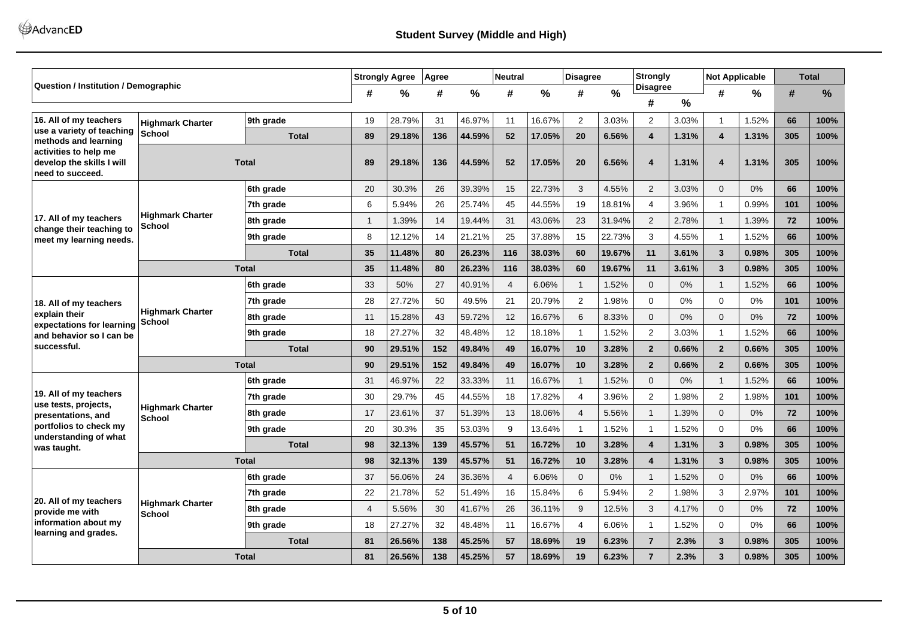## Student Survey (Middle and High)

| Question / Institution / Demographic | | | Strongly Agree | | Agree | | Neutral | | Disagree | | Strongly Disagree | | Not Applicable | | Total | |
|---|---|---|---|---|---|---|---|---|---|---|---|---|---|---|---|---|
| | | | # | % | # | % | # | % | # | % | # | % | # | % | # | % |
| 16. All of my teachers use a variety of teaching methods and learning activities to help me develop the skills I will need to succeed. | Highmark Charter School | 9th grade | 19 | 28.79% | 31 | 46.97% | 11 | 16.67% | 2 | 3.03% | 2 | 3.03% | 1 | 1.52% | 66 | 100% |
| | | **Total** | **89** | **29.18%** | **136** | **44.59%** | **52** | **17.05%** | **20** | **6.56%** | **4** | **1.31%** | **4** | **1.31%** | **305** | **100%** |
| | **Total** | | **89** | **29.18%** | **136** | **44.59%** | **52** | **17.05%** | **20** | **6.56%** | **4** | **1.31%** | **4** | **1.31%** | **305** | **100%** |
| 17. All of my teachers change their teaching to meet my learning needs. | Highmark Charter School | 6th grade | 20 | 30.3% | 26 | 39.39% | 15 | 22.73% | 3 | 4.55% | 2 | 3.03% | 0 | 0% | 66 | 100% |
| | | 7th grade | 6 | 5.94% | 26 | 25.74% | 45 | 44.55% | 19 | 18.81% | 4 | 3.96% | 1 | 0.99% | 101 | 100% |
| | | 8th grade | 1 | 1.39% | 14 | 19.44% | 31 | 43.06% | 23 | 31.94% | 2 | 2.78% | 1 | 1.39% | 72 | 100% |
| | | 9th grade | 8 | 12.12% | 14 | 21.21% | 25 | 37.88% | 15 | 22.73% | 3 | 4.55% | 1 | 1.52% | 66 | 100% |
| | | **Total** | **35** | **11.48%** | **80** | **26.23%** | **116** | **38.03%** | **60** | **19.67%** | **11** | **3.61%** | **3** | **0.98%** | **305** | **100%** |
| | **Total** | | **35** | **11.48%** | **80** | **26.23%** | **116** | **38.03%** | **60** | **19.67%** | **11** | **3.61%** | **3** | **0.98%** | **305** | **100%** |
| 18. All of my teachers explain their expectations for learning and behavior so I can be successful. | Highmark Charter School | 6th grade | 33 | 50% | 27 | 40.91% | 4 | 6.06% | 1 | 1.52% | 0 | 0% | 1 | 1.52% | 66 | 100% |
| | | 7th grade | 28 | 27.72% | 50 | 49.5% | 21 | 20.79% | 2 | 1.98% | 0 | 0% | 0 | 0% | 101 | 100% |
| | | 8th grade | 11 | 15.28% | 43 | 59.72% | 12 | 16.67% | 6 | 8.33% | 0 | 0% | 0 | 0% | 72 | 100% |
| | | 9th grade | 18 | 27.27% | 32 | 48.48% | 12 | 18.18% | 1 | 1.52% | 2 | 3.03% | 1 | 1.52% | 66 | 100% |
| | | **Total** | **90** | **29.51%** | **152** | **49.84%** | **49** | **16.07%** | **10** | **3.28%** | **2** | **0.66%** | **2** | **0.66%** | **305** | **100%** |
| | **Total** | | **90** | **29.51%** | **152** | **49.84%** | **49** | **16.07%** | **10** | **3.28%** | **2** | **0.66%** | **2** | **0.66%** | **305** | **100%** |
| 19. All of my teachers use tests, projects, presentations, and portfolios to check my understanding of what was taught. | Highmark Charter School | 6th grade | 31 | 46.97% | 22 | 33.33% | 11 | 16.67% | 1 | 1.52% | 0 | 0% | 1 | 1.52% | 66 | 100% |
| | | 7th grade | 30 | 29.7% | 45 | 44.55% | 18 | 17.82% | 4 | 3.96% | 2 | 1.98% | 2 | 1.98% | 101 | 100% |
| | | 8th grade | 17 | 23.61% | 37 | 51.39% | 13 | 18.06% | 4 | 5.56% | 1 | 1.39% | 0 | 0% | 72 | 100% |
| | | 9th grade | 20 | 30.3% | 35 | 53.03% | 9 | 13.64% | 1 | 1.52% | 1 | 1.52% | 0 | 0% | 66 | 100% |
| | | **Total** | **98** | **32.13%** | **139** | **45.57%** | **51** | **16.72%** | **10** | **3.28%** | **4** | **1.31%** | **3** | **0.98%** | **305** | **100%** |
| | **Total** | | **98** | **32.13%** | **139** | **45.57%** | **51** | **16.72%** | **10** | **3.28%** | **4** | **1.31%** | **3** | **0.98%** | **305** | **100%** |
| 20. All of my teachers provide me with information about my learning and grades. | Highmark Charter School | 6th grade | 37 | 56.06% | 24 | 36.36% | 4 | 6.06% | 0 | 0% | 1 | 1.52% | 0 | 0% | 66 | 100% |
| | | 7th grade | 22 | 21.78% | 52 | 51.49% | 16 | 15.84% | 6 | 5.94% | 2 | 1.98% | 3 | 2.97% | 101 | 100% |
| | | 8th grade | 4 | 5.56% | 30 | 41.67% | 26 | 36.11% | 9 | 12.5% | 3 | 4.17% | 0 | 0% | 72 | 100% |
| | | 9th grade | 18 | 27.27% | 32 | 48.48% | 11 | 16.67% | 4 | 6.06% | 1 | 1.52% | 0 | 0% | 66 | 100% |
| | | **Total** | **81** | **26.56%** | **138** | **45.25%** | **57** | **18.69%** | **19** | **6.23%** | **7** | **2.3%** | **3** | **0.98%** | **305** | **100%** |
| | **Total** | | **81** | **26.56%** | **138** | **45.25%** | **57** | **18.69%** | **19** | **6.23%** | **7** | **2.3%** | **3** | **0.98%** | **305** | **100%** |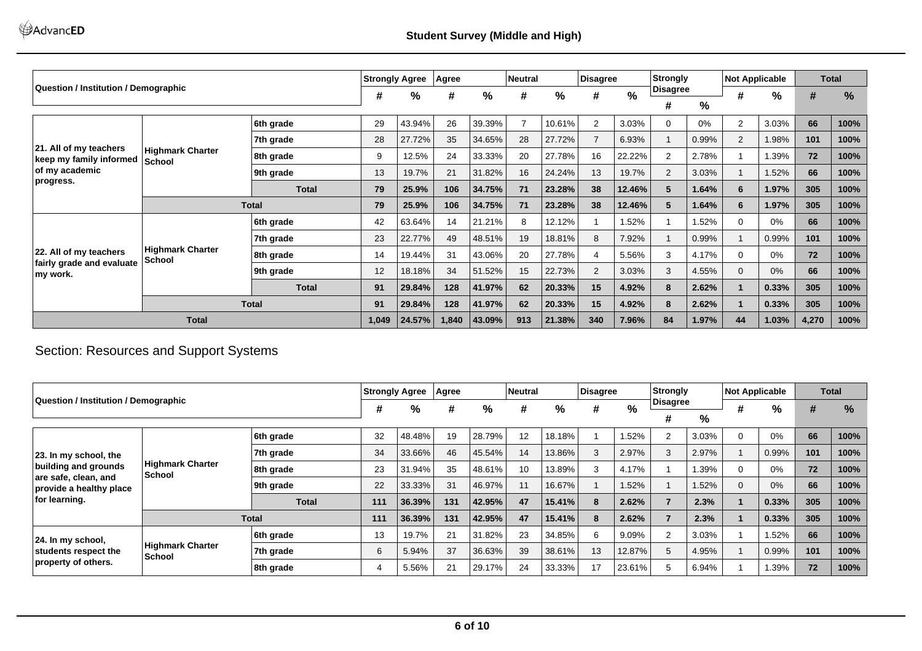## Student Survey (Middle and High)

| Question / Institution / Demographic | | | Strongly Agree | | Agree | | Neutral | | Disagree | | Strongly Disagree | | Not Applicable | | Total | |
|---|---|---|---|---|---|---|---|---|---|---|---|---|---|---|---|---|
| | | | # | % | # | % | # | % | # | % | # | % | # | % | # | % |
| 21. All of my teachers keep my family informed of my academic progress. | Highmark Charter School | 6th grade | 29 | 43.94% | 26 | 39.39% | 7 | 10.61% | 2 | 3.03% | 0 | 0% | 2 | 3.03% | 66 | 100% |
| | | 7th grade | 28 | 27.72% | 35 | 34.65% | 28 | 27.72% | 7 | 6.93% | 1 | 0.99% | 2 | 1.98% | 101 | 100% |
| | | 8th grade | 9 | 12.5% | 24 | 33.33% | 20 | 27.78% | 16 | 22.22% | 2 | 2.78% | 1 | 1.39% | 72 | 100% |
| | | 9th grade | 13 | 19.7% | 21 | 31.82% | 16 | 24.24% | 13 | 19.7% | 2 | 3.03% | 1 | 1.52% | 66 | 100% |
| | | **Total** | **79** | **25.9%** | **106** | **34.75%** | **71** | **23.28%** | **38** | **12.46%** | **5** | **1.64%** | **6** | **1.97%** | **305** | **100%** |
| | **Total** | | **79** | **25.9%** | **106** | **34.75%** | **71** | **23.28%** | **38** | **12.46%** | **5** | **1.64%** | **6** | **1.97%** | **305** | **100%** |
| 22. All of my teachers fairly grade and evaluate my work. | Highmark Charter School | 6th grade | 42 | 63.64% | 14 | 21.21% | 8 | 12.12% | 1 | 1.52% | 1 | 1.52% | 0 | 0% | 66 | 100% |
| | | 7th grade | 23 | 22.77% | 49 | 48.51% | 19 | 18.81% | 8 | 7.92% | 1 | 0.99% | 1 | 0.99% | 101 | 100% |
| | | 8th grade | 14 | 19.44% | 31 | 43.06% | 20 | 27.78% | 4 | 5.56% | 3 | 4.17% | 0 | 0% | 72 | 100% |
| | | 9th grade | 12 | 18.18% | 34 | 51.52% | 15 | 22.73% | 2 | 3.03% | 3 | 4.55% | 0 | 0% | 66 | 100% |
| | | **Total** | **91** | **29.84%** | **128** | **41.97%** | **62** | **20.33%** | **15** | **4.92%** | **8** | **2.62%** | **1** | **0.33%** | **305** | **100%** |
| | **Total** | | **91** | **29.84%** | **128** | **41.97%** | **62** | **20.33%** | **15** | **4.92%** | **8** | **2.62%** | **1** | **0.33%** | **305** | **100%** |
| **Total** | | | **1,049** | **24.57%** | **1,840** | **43.09%** | **913** | **21.38%** | **340** | **7.96%** | **84** | **1.97%** | **44** | **1.03%** | **4,270** | **100%** |

## Section: Resources and Support Systems

| Question / Institution / Demographic | | | Strongly Agree | | Agree | | Neutral | | Disagree | | Strongly Disagree | | Not Applicable | | Total | |
|---|---|---|---|---|---|---|---|---|---|---|---|---|---|---|---|---|
| | | | # | % | # | % | # | % | # | % | # | % | # | % | # | % |
| 23. In my school, the building and grounds are safe, clean, and provide a healthy place for learning. | Highmark Charter School | 6th grade | 32 | 48.48% | 19 | 28.79% | 12 | 18.18% | 1 | 1.52% | 2 | 3.03% | 0 | 0% | 66 | 100% |
| | | 7th grade | 34 | 33.66% | 46 | 45.54% | 14 | 13.86% | 3 | 2.97% | 3 | 2.97% | 1 | 0.99% | 101 | 100% |
| | | 8th grade | 23 | 31.94% | 35 | 48.61% | 10 | 13.89% | 3 | 4.17% | 1 | 1.39% | 0 | 0% | 72 | 100% |
| | | 9th grade | 22 | 33.33% | 31 | 46.97% | 11 | 16.67% | 1 | 1.52% | 1 | 1.52% | 0 | 0% | 66 | 100% |
| | | **Total** | **111** | **36.39%** | **131** | **42.95%** | **47** | **15.41%** | **8** | **2.62%** | **7** | **2.3%** | **1** | **0.33%** | **305** | **100%** |
| | **Total** | | **111** | **36.39%** | **131** | **42.95%** | **47** | **15.41%** | **8** | **2.62%** | **7** | **2.3%** | **1** | **0.33%** | **305** | **100%** |
| 24. In my school, students respect the property of others. | Highmark Charter School | 6th grade | 13 | 19.7% | 21 | 31.82% | 23 | 34.85% | 6 | 9.09% | 2 | 3.03% | 1 | 1.52% | 66 | 100% |
| | | 7th grade | 6 | 5.94% | 37 | 36.63% | 39 | 38.61% | 13 | 12.87% | 5 | 4.95% | 1 | 0.99% | 101 | 100% |
| | | 8th grade | 4 | 5.56% | 21 | 29.17% | 24 | 33.33% | 17 | 23.61% | 5 | 6.94% | 1 | 1.39% | 72 | 100% |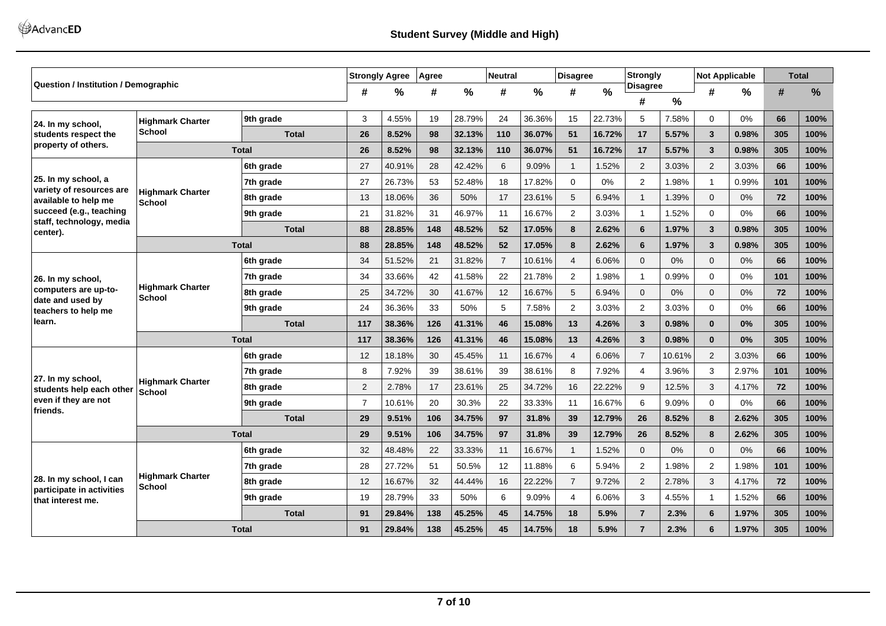## Student Survey (Middle and High)

| Question / Institution / Demographic | | | Strongly Agree | | Agree | | Neutral | | Disagree | | Strongly Disagree | | Not Applicable | | Total | |
|---|---|---|---|---|---|---|---|---|---|---|---|---|---|---|---|---|
| | | | # | % | # | % | # | % | # | % | # | % | # | % | # | % |
| 24. In my school, students respect the property of others. | Highmark Charter School | 9th grade | 3 | 4.55% | 19 | 28.79% | 24 | 36.36% | 15 | 22.73% | 5 | 7.58% | 0 | 0% | 66 | 100% |
| | | **Total** | **26** | **8.52%** | **98** | **32.13%** | **110** | **36.07%** | **51** | **16.72%** | **17** | **5.57%** | **3** | **0.98%** | **305** | **100%** |
| | **Total** | | **26** | **8.52%** | **98** | **32.13%** | **110** | **36.07%** | **51** | **16.72%** | **17** | **5.57%** | **3** | **0.98%** | **305** | **100%** |
| 25. In my school, a variety of resources are available to help me succeed (e.g., teaching staff, technology, media center). | Highmark Charter School | 6th grade | 27 | 40.91% | 28 | 42.42% | 6 | 9.09% | 1 | 1.52% | 2 | 3.03% | 2 | 3.03% | 66 | 100% |
| | | 7th grade | 27 | 26.73% | 53 | 52.48% | 18 | 17.82% | 0 | 0% | 2 | 1.98% | 1 | 0.99% | 101 | 100% |
| | | 8th grade | 13 | 18.06% | 36 | 50% | 17 | 23.61% | 5 | 6.94% | 1 | 1.39% | 0 | 0% | 72 | 100% |
| | | 9th grade | 21 | 31.82% | 31 | 46.97% | 11 | 16.67% | 2 | 3.03% | 1 | 1.52% | 0 | 0% | 66 | 100% |
| | | **Total** | **88** | **28.85%** | **148** | **48.52%** | **52** | **17.05%** | **8** | **2.62%** | **6** | **1.97%** | **3** | **0.98%** | **305** | **100%** |
| | **Total** | | **88** | **28.85%** | **148** | **48.52%** | **52** | **17.05%** | **8** | **2.62%** | **6** | **1.97%** | **3** | **0.98%** | **305** | **100%** |
| 26. In my school, computers are up-to-date and used by teachers to help me learn. | Highmark Charter School | 6th grade | 34 | 51.52% | 21 | 31.82% | 7 | 10.61% | 4 | 6.06% | 0 | 0% | 0 | 0% | 66 | 100% |
| | | 7th grade | 34 | 33.66% | 42 | 41.58% | 22 | 21.78% | 2 | 1.98% | 1 | 0.99% | 0 | 0% | 101 | 100% |
| | | 8th grade | 25 | 34.72% | 30 | 41.67% | 12 | 16.67% | 5 | 6.94% | 0 | 0% | 0 | 0% | 72 | 100% |
| | | 9th grade | 24 | 36.36% | 33 | 50% | 5 | 7.58% | 2 | 3.03% | 2 | 3.03% | 0 | 0% | 66 | 100% |
| | | **Total** | **117** | **38.36%** | **126** | **41.31%** | **46** | **15.08%** | **13** | **4.26%** | **3** | **0.98%** | **0** | **0%** | **305** | **100%** |
| | **Total** | | **117** | **38.36%** | **126** | **41.31%** | **46** | **15.08%** | **13** | **4.26%** | **3** | **0.98%** | **0** | **0%** | **305** | **100%** |
| 27. In my school, students help each other even if they are not friends. | Highmark Charter School | 6th grade | 12 | 18.18% | 30 | 45.45% | 11 | 16.67% | 4 | 6.06% | 7 | 10.61% | 2 | 3.03% | 66 | 100% |
| | | 7th grade | 8 | 7.92% | 39 | 38.61% | 39 | 38.61% | 8 | 7.92% | 4 | 3.96% | 3 | 2.97% | 101 | 100% |
| | | 8th grade | 2 | 2.78% | 17 | 23.61% | 25 | 34.72% | 16 | 22.22% | 9 | 12.5% | 3 | 4.17% | 72 | 100% |
| | | 9th grade | 7 | 10.61% | 20 | 30.3% | 22 | 33.33% | 11 | 16.67% | 6 | 9.09% | 0 | 0% | 66 | 100% |
| | | **Total** | **29** | **9.51%** | **106** | **34.75%** | **97** | **31.8%** | **39** | **12.79%** | **26** | **8.52%** | **8** | **2.62%** | **305** | **100%** |
| | **Total** | | **29** | **9.51%** | **106** | **34.75%** | **97** | **31.8%** | **39** | **12.79%** | **26** | **8.52%** | **8** | **2.62%** | **305** | **100%** |
| 28. In my school, I can participate in activities that interest me. | Highmark Charter School | 6th grade | 32 | 48.48% | 22 | 33.33% | 11 | 16.67% | 1 | 1.52% | 0 | 0% | 0 | 0% | 66 | 100% |
| | | 7th grade | 28 | 27.72% | 51 | 50.5% | 12 | 11.88% | 6 | 5.94% | 2 | 1.98% | 2 | 1.98% | 101 | 100% |
| | | 8th grade | 12 | 16.67% | 32 | 44.44% | 16 | 22.22% | 7 | 9.72% | 2 | 2.78% | 3 | 4.17% | 72 | 100% |
| | | 9th grade | 19 | 28.79% | 33 | 50% | 6 | 9.09% | 4 | 6.06% | 3 | 4.55% | 1 | 1.52% | 66 | 100% |
| | | **Total** | **91** | **29.84%** | **138** | **45.25%** | **45** | **14.75%** | **18** | **5.9%** | **7** | **2.3%** | **6** | **1.97%** | **305** | **100%** |
| | **Total** | | **91** | **29.84%** | **138** | **45.25%** | **45** | **14.75%** | **18** | **5.9%** | **7** | **2.3%** | **6** | **1.97%** | **305** | **100%** |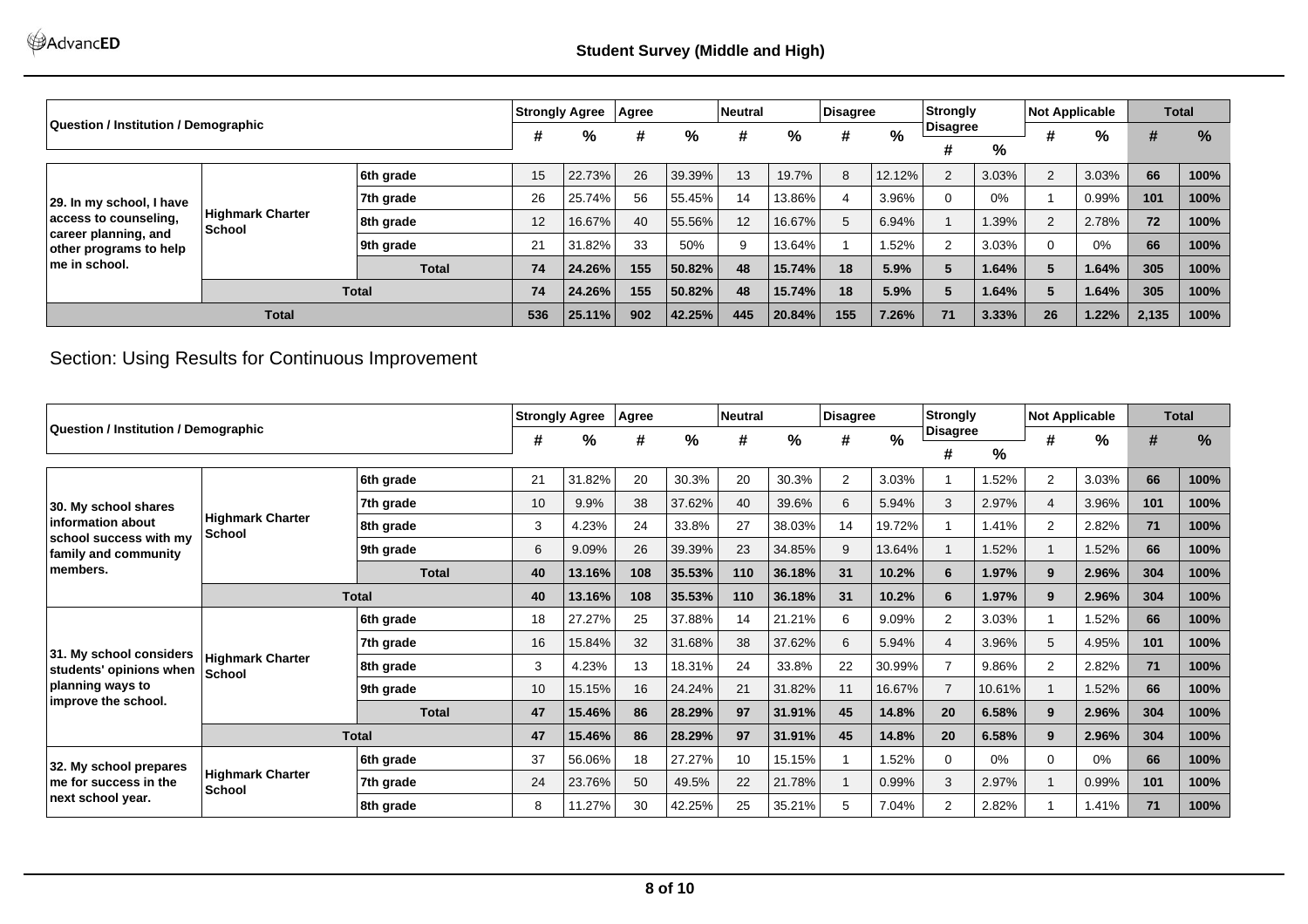## Student Survey (Middle and High)

| Question / Institution / Demographic | | | Strongly Agree | | Agree | | Neutral | | Disagree | | Strongly Disagree | | Not Applicable | | Total | |
|---|---|---|---|---|---|---|---|---|---|---|---|---|---|---|---|---|
| | | | # | % | # | % | # | % | # | % | # | % | # | % | # | % |
| 29. In my school, I have access to counseling, career planning, and other programs to help me in school. | Highmark Charter School | 6th grade | 15 | 22.73% | 26 | 39.39% | 13 | 19.7% | 8 | 12.12% | 2 | 3.03% | 2 | 3.03% | 66 | 100% |
| | | 7th grade | 26 | 25.74% | 56 | 55.45% | 14 | 13.86% | 4 | 3.96% | 0 | 0% | 1 | 0.99% | 101 | 100% |
| | | 8th grade | 12 | 16.67% | 40 | 55.56% | 12 | 16.67% | 5 | 6.94% | 1 | 1.39% | 2 | 2.78% | 72 | 100% |
| | | 9th grade | 21 | 31.82% | 33 | 50% | 9 | 13.64% | 1 | 1.52% | 2 | 3.03% | 0 | 0% | 66 | 100% |
| | | **Total** | **74** | **24.26%** | **155** | **50.82%** | **48** | **15.74%** | **18** | **5.9%** | **5** | **1.64%** | **5** | **1.64%** | **305** | **100%** |
| | **Total** | | **74** | **24.26%** | **155** | **50.82%** | **48** | **15.74%** | **18** | **5.9%** | **5** | **1.64%** | **5** | **1.64%** | **305** | **100%** |
| **Total** | | | **536** | **25.11%** | **902** | **42.25%** | **445** | **20.84%** | **155** | **7.26%** | **71** | **3.33%** | **26** | **1.22%** | **2,135** | **100%** |

## Section: Using Results for Continuous Improvement

| Question / Institution / Demographic | | | Strongly Agree | | Agree | | Neutral | | Disagree | | Strongly Disagree | | Not Applicable | | Total | |
|---|---|---|---|---|---|---|---|---|---|---|---|---|---|---|---|---|
| | | | # | % | # | % | # | % | # | % | # | % | # | % | # | % |
| 30. My school shares information about school success with my family and community members. | Highmark Charter School | 6th grade | 21 | 31.82% | 20 | 30.3% | 20 | 30.3% | 2 | 3.03% | 1 | 1.52% | 2 | 3.03% | 66 | 100% |
| | | 7th grade | 10 | 9.9% | 38 | 37.62% | 40 | 39.6% | 6 | 5.94% | 3 | 2.97% | 4 | 3.96% | 101 | 100% |
| | | 8th grade | 3 | 4.23% | 24 | 33.8% | 27 | 38.03% | 14 | 19.72% | 1 | 1.41% | 2 | 2.82% | 71 | 100% |
| | | 9th grade | 6 | 9.09% | 26 | 39.39% | 23 | 34.85% | 9 | 13.64% | 1 | 1.52% | 1 | 1.52% | 66 | 100% |
| | | **Total** | **40** | **13.16%** | **108** | **35.53%** | **110** | **36.18%** | **31** | **10.2%** | **6** | **1.97%** | **9** | **2.96%** | **304** | **100%** |
| | **Total** | | **40** | **13.16%** | **108** | **35.53%** | **110** | **36.18%** | **31** | **10.2%** | **6** | **1.97%** | **9** | **2.96%** | **304** | **100%** |
| 31. My school considers students' opinions when planning ways to improve the school. | Highmark Charter School | 6th grade | 18 | 27.27% | 25 | 37.88% | 14 | 21.21% | 6 | 9.09% | 2 | 3.03% | 1 | 1.52% | 66 | 100% |
| | | 7th grade | 16 | 15.84% | 32 | 31.68% | 38 | 37.62% | 6 | 5.94% | 4 | 3.96% | 5 | 4.95% | 101 | 100% |
| | | 8th grade | 3 | 4.23% | 13 | 18.31% | 24 | 33.8% | 22 | 30.99% | 7 | 9.86% | 2 | 2.82% | 71 | 100% |
| | | 9th grade | 10 | 15.15% | 16 | 24.24% | 21 | 31.82% | 11 | 16.67% | 7 | 10.61% | 1 | 1.52% | 66 | 100% |
| | | **Total** | **47** | **15.46%** | **86** | **28.29%** | **97** | **31.91%** | **45** | **14.8%** | **20** | **6.58%** | **9** | **2.96%** | **304** | **100%** |
| | **Total** | | **47** | **15.46%** | **86** | **28.29%** | **97** | **31.91%** | **45** | **14.8%** | **20** | **6.58%** | **9** | **2.96%** | **304** | **100%** |
| 32. My school prepares me for success in the next school year. | Highmark Charter School | 6th grade | 37 | 56.06% | 18 | 27.27% | 10 | 15.15% | 1 | 1.52% | 0 | 0% | 0 | 0% | 66 | 100% |
| | | 7th grade | 24 | 23.76% | 50 | 49.5% | 22 | 21.78% | 1 | 0.99% | 3 | 2.97% | 1 | 0.99% | 101 | 100% |
| | | 8th grade | 8 | 11.27% | 30 | 42.25% | 25 | 35.21% | 5 | 7.04% | 2 | 2.82% | 1 | 1.41% | 71 | 100% |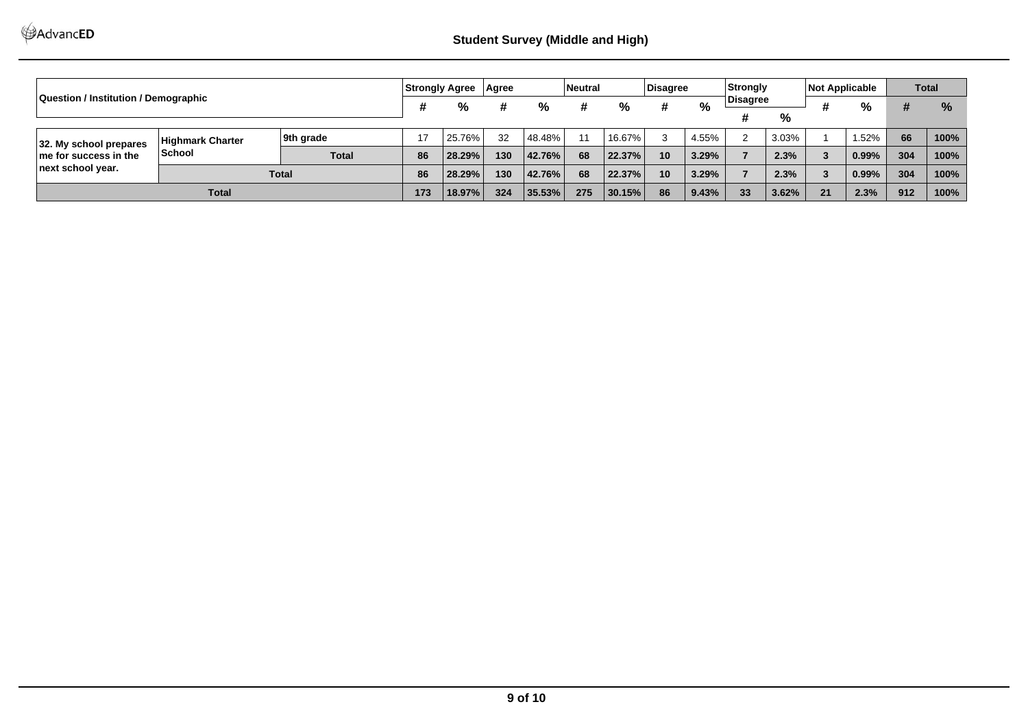## Student Survey (Middle and High)

| Question / Institution / Demographic | | | Strongly Agree | | Agree | | Neutral | | Disagree | | Strongly Disagree | | Not Applicable | | Total | |
|---|---|---|---|---|---|---|---|---|---|---|---|---|---|---|---|---|
| | | | # | % | # | % | # | % | # | % | # | % | # | % | # | % |
| 32. My school prepares me for success in the next school year. | Highmark Charter School | 9th grade | 17 | 25.76% | 32 | 48.48% | 11 | 16.67% | 3 | 4.55% | 2 | 3.03% | 1 | 1.52% | 66 | 100% |
| | | **Total** | **86** | **28.29%** | **130** | **42.76%** | **68** | **22.37%** | **10** | **3.29%** | **7** | **2.3%** | **3** | **0.99%** | **304** | **100%** |
| | **Total** | | **86** | **28.29%** | **130** | **42.76%** | **68** | **22.37%** | **10** | **3.29%** | **7** | **2.3%** | **3** | **0.99%** | **304** | **100%** |
| **Total** | | | **173** | **18.97%** | **324** | **35.53%** | **275** | **30.15%** | **86** | **9.43%** | **33** | **3.62%** | **21** | **2.3%** | **912** | **100%** |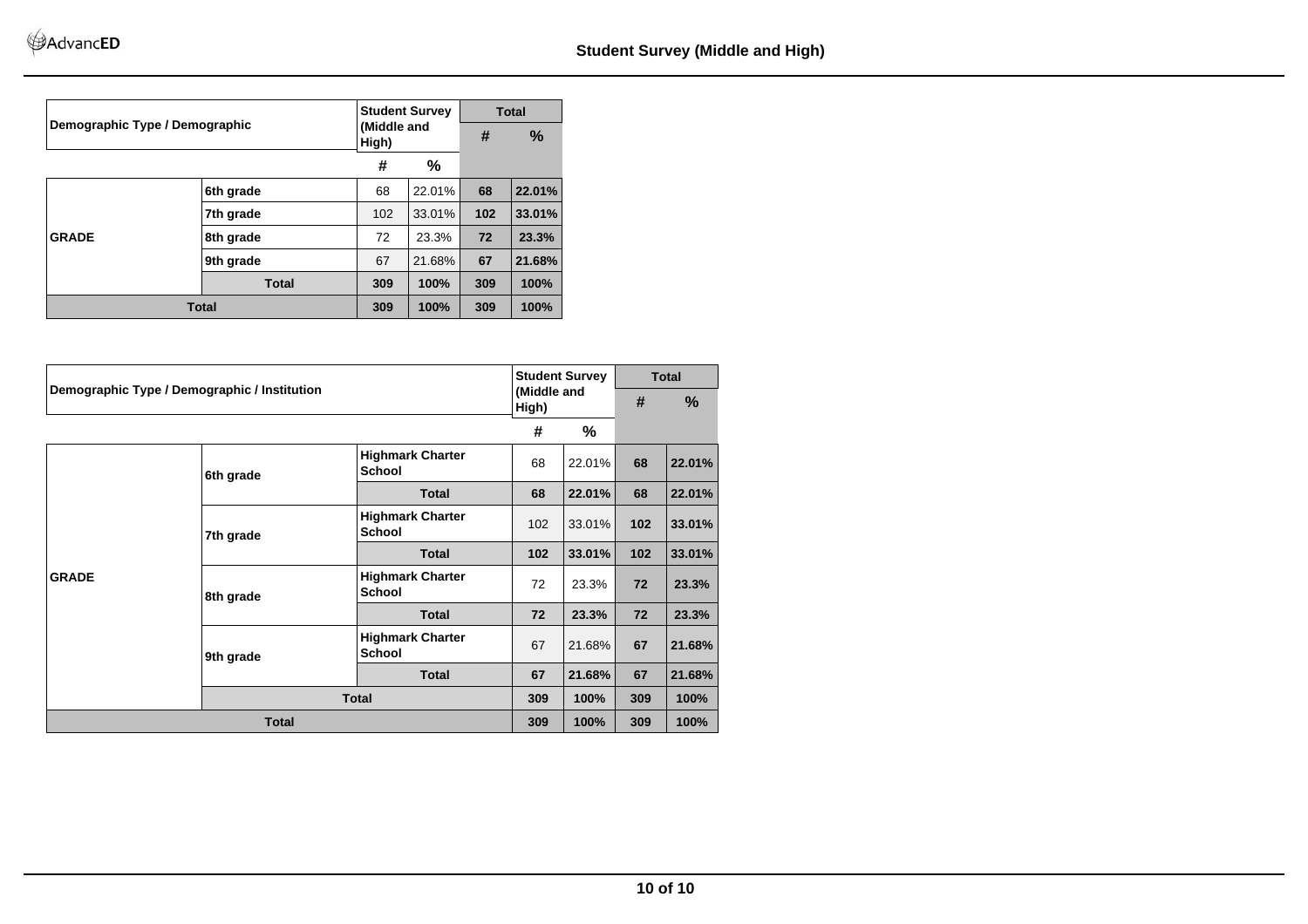# Student Survey (Middle and High)

| Demographic Type / Demographic | | Student Survey (Middle and High) | | Total | |
|---|---|---|---|---|---|
| | | # | % | # | % |
| GRADE | 6th grade | 68 | 22.01% | 68 | 22.01% |
| | 7th grade | 102 | 33.01% | 102 | 33.01% |
| | 8th grade | 72 | 23.3% | 72 | 23.3% |
| | 9th grade | 67 | 21.68% | 67 | 21.68% |
| | Total | 309 | 100% | 309 | 100% |
| Total | | 309 | 100% | 309 | 100% |

| Demographic Type / Demographic / Institution | | | Student Survey (Middle and High) | | Total | |
|---|---|---|---|---|---|---|
| | | | # | % | # | % |
| GRADE | 6th grade | Highmark Charter School | 68 | 22.01% | 68 | 22.01% |
| | | Total | 68 | 22.01% | 68 | 22.01% |
| | 7th grade | Highmark Charter School | 102 | 33.01% | 102 | 33.01% |
| | | Total | 102 | 33.01% | 102 | 33.01% |
| | 8th grade | Highmark Charter School | 72 | 23.3% | 72 | 23.3% |
| | | Total | 72 | 23.3% | 72 | 23.3% |
| | 9th grade | Highmark Charter School | 67 | 21.68% | 67 | 21.68% |
| | | Total | 67 | 21.68% | 67 | 21.68% |
| | Total | | 309 | 100% | 309 | 100% |
| Total | | | 309 | 100% | 309 | 100% |